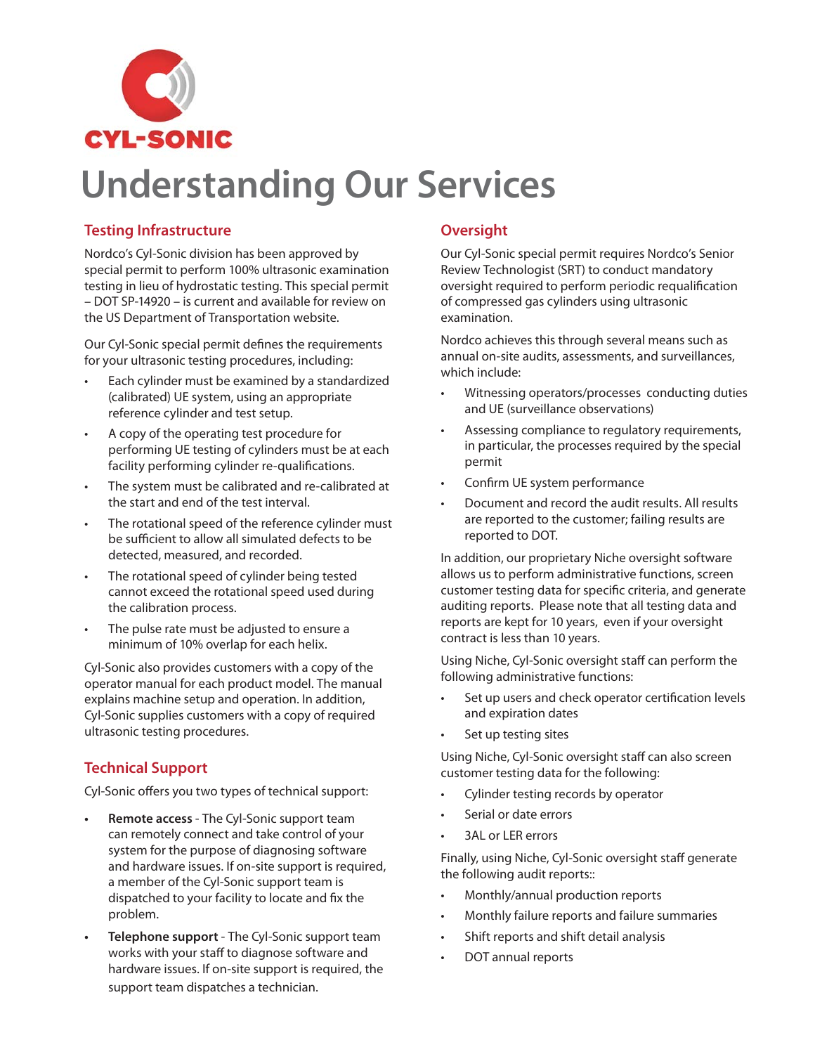CYL-SONIC

# Understanding Our Services

## Testing Infrastructure

Nordco's Cyl-Sonic division has been approved by special permit to perform 100% ultrasonic examination testing in lieu of hydrostatic testing. This special permit – DOT SP-14920 – is current and available for review on the US Department of Transportation website.

Our Cyl-Sonic special permit defines the requirements for your ultrasonic testing procedures, including:

- Each cylinder must be examined by a standardized (calibrated) UE system, using an appropriate reference cylinder and test setup.
- A copy of the operating test procedure for performing UE testing of cylinders must be at each facility performing cylinder re-qualifications.
- The system must be calibrated and re-calibrated at the start and end of the test interval.
- The rotational speed of the reference cylinder must be sufficient to allow all simulated defects to be detected, measured, and recorded.
- The rotational speed of cylinder being tested cannot exceed the rotational speed used during the calibration process.
- The pulse rate must be adjusted to ensure a minimum of 10% overlap for each helix.

Cyl-Sonic also provides customers with a copy of the operator manual for each product model. The manual explains machine setup and operation. In addition, Cyl-Sonic supplies customers with a copy of required ultrasonic testing procedures.

## Technical Support

Cyl-Sonic offers you two types of technical support:

- **Remote access** - The Cyl-Sonic support team can remotely connect and take control of your system for the purpose of diagnosing software and hardware issues. If on-site support is required, a member of the Cyl-Sonic support team is dispatched to your facility to locate and fix the problem.
- **Telephone support** - The Cyl-Sonic support team works with your staff to diagnose software and hardware issues. If on-site support is required, the support team dispatches a technician.

## Oversight

Our Cyl-Sonic special permit requires Nordco's Senior Review Technologist (SRT) to conduct mandatory oversight required to perform periodic requalification of compressed gas cylinders using ultrasonic examination.

Nordco achieves this through several means such as annual on-site audits, assessments, and surveillances, which include:

- Witnessing operators/processes conducting duties and UE (surveillance observations)
- Assessing compliance to regulatory requirements, in particular, the processes required by the special permit
- Confirm UE system performance
- Document and record the audit results. All results are reported to the customer; failing results are reported to DOT.

In addition, our proprietary Niche oversight software allows us to perform administrative functions, screen customer testing data for specific criteria, and generate auditing reports. Please note that all testing data and reports are kept for 10 years, even if your oversight contract is less than 10 years.

Using Niche, Cyl-Sonic oversight staff can perform the following administrative functions:

- Set up users and check operator certification levels and expiration dates
- Set up testing sites

Using Niche, Cyl-Sonic oversight staff can also screen customer testing data for the following:

- Cylinder testing records by operator
- Serial or date errors
- 3AL or LER errors

Finally, using Niche, Cyl-Sonic oversight staff generate the following audit reports::

- Monthly/annual production reports
- Monthly failure reports and failure summaries
- Shift reports and shift detail analysis
- DOT annual reports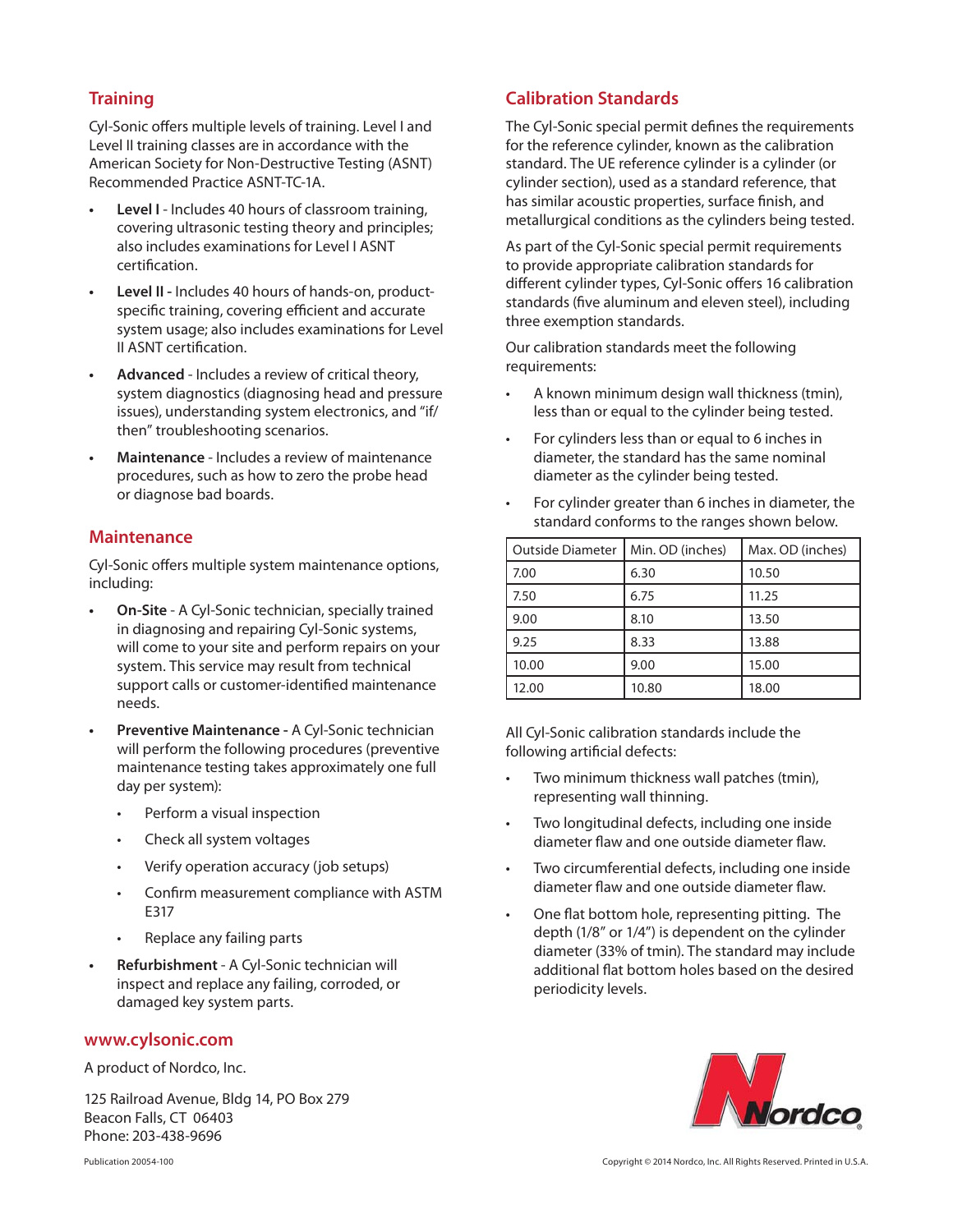## Training

Cyl-Sonic offers multiple levels of training. Level I and Level II training classes are in accordance with the American Society for Non-Destructive Testing (ASNT) Recommended Practice ASNT-TC-1A.

- **Level I** - Includes 40 hours of classroom training, covering ultrasonic testing theory and principles; also includes examinations for Level I ASNT certification.
- **Level II -** Includes 40 hours of hands-on, product-specific training, covering efficient and accurate system usage; also includes examinations for Level II ASNT certification.
- **Advanced** - Includes a review of critical theory, system diagnostics (diagnosing head and pressure issues), understanding system electronics, and "if/then" troubleshooting scenarios.
- **Maintenance** - Includes a review of maintenance procedures, such as how to zero the probe head or diagnose bad boards.

## Maintenance

Cyl-Sonic offers multiple system maintenance options, including:

- **On-Site** - A Cyl-Sonic technician, specially trained in diagnosing and repairing Cyl-Sonic systems, will come to your site and perform repairs on your system. This service may result from technical support calls or customer-identified maintenance needs.
- **Preventive Maintenance -** A Cyl-Sonic technician will perform the following procedures (preventive maintenance testing takes approximately one full day per system):
  - Perform a visual inspection
  - Check all system voltages
  - Verify operation accuracy (job setups)
  - Confirm measurement compliance with ASTM E317
  - Replace any failing parts
- **Refurbishment** - A Cyl-Sonic technician will inspect and replace any failing, corroded, or damaged key system parts.

## Calibration Standards

The Cyl-Sonic special permit defines the requirements for the reference cylinder, known as the calibration standard. The UE reference cylinder is a cylinder (or cylinder section), used as a standard reference, that has similar acoustic properties, surface finish, and metallurgical conditions as the cylinders being tested.

As part of the Cyl-Sonic special permit requirements to provide appropriate calibration standards for different cylinder types, Cyl-Sonic offers 16 calibration standards (five aluminum and eleven steel), including three exemption standards.

Our calibration standards meet the following requirements:

- A known minimum design wall thickness (tmin), less than or equal to the cylinder being tested.
- For cylinders less than or equal to 6 inches in diameter, the standard has the same nominal diameter as the cylinder being tested.
- For cylinder greater than 6 inches in diameter, the standard conforms to the ranges shown below.

| Outside Diameter | Min. OD (inches) | Max. OD (inches) |
|---|---|---|
| 7.00 | 6.30 | 10.50 |
| 7.50 | 6.75 | 11.25 |
| 9.00 | 8.10 | 13.50 |
| 9.25 | 8.33 | 13.88 |
| 10.00 | 9.00 | 15.00 |
| 12.00 | 10.80 | 18.00 |

All Cyl-Sonic calibration standards include the following artificial defects:

- Two minimum thickness wall patches (tmin), representing wall thinning.
- Two longitudinal defects, including one inside diameter flaw and one outside diameter flaw.
- Two circumferential defects, including one inside diameter flaw and one outside diameter flaw.
- One flat bottom hole, representing pitting. The depth (1/8" or 1/4") is dependent on the cylinder diameter (33% of tmin). The standard may include additional flat bottom holes based on the desired periodicity levels.

## www.cylsonic.com

A product of Nordco, Inc.

125 Railroad Avenue, Bldg 14, PO Box 279
Beacon Falls, CT 06403
Phone: 203-438-9696

Nordco

Publication 20054-100

Copyright © 2014 Nordco, Inc. All Rights Reserved. Printed in U.S.A.